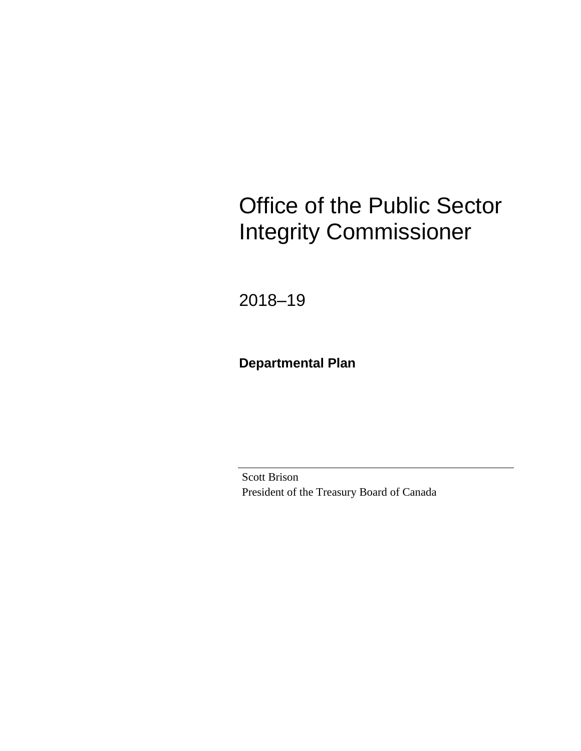# Office of the Public Sector Integrity Commissioner

## 2018–19

**Departmental Plan**

---

Scott Brison
President of the Treasury Board of Canada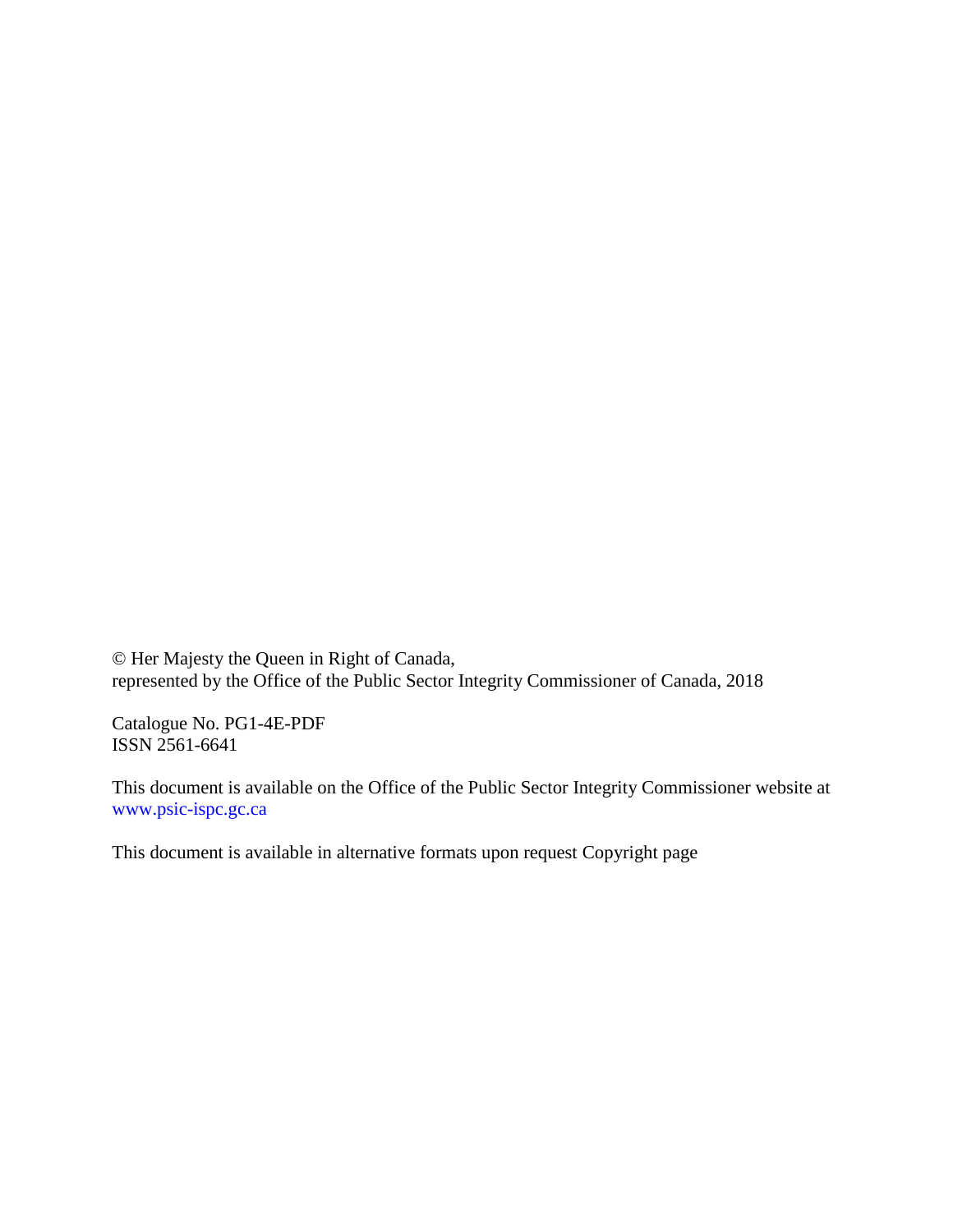© Her Majesty the Queen in Right of Canada,
represented by the Office of the Public Sector Integrity Commissioner of Canada, 2018

Catalogue No. PG1-4E-PDF
ISSN 2561-6641

This document is available on the Office of the Public Sector Integrity Commissioner website at www.psic-ispc.gc.ca

This document is available in alternative formats upon request Copyright page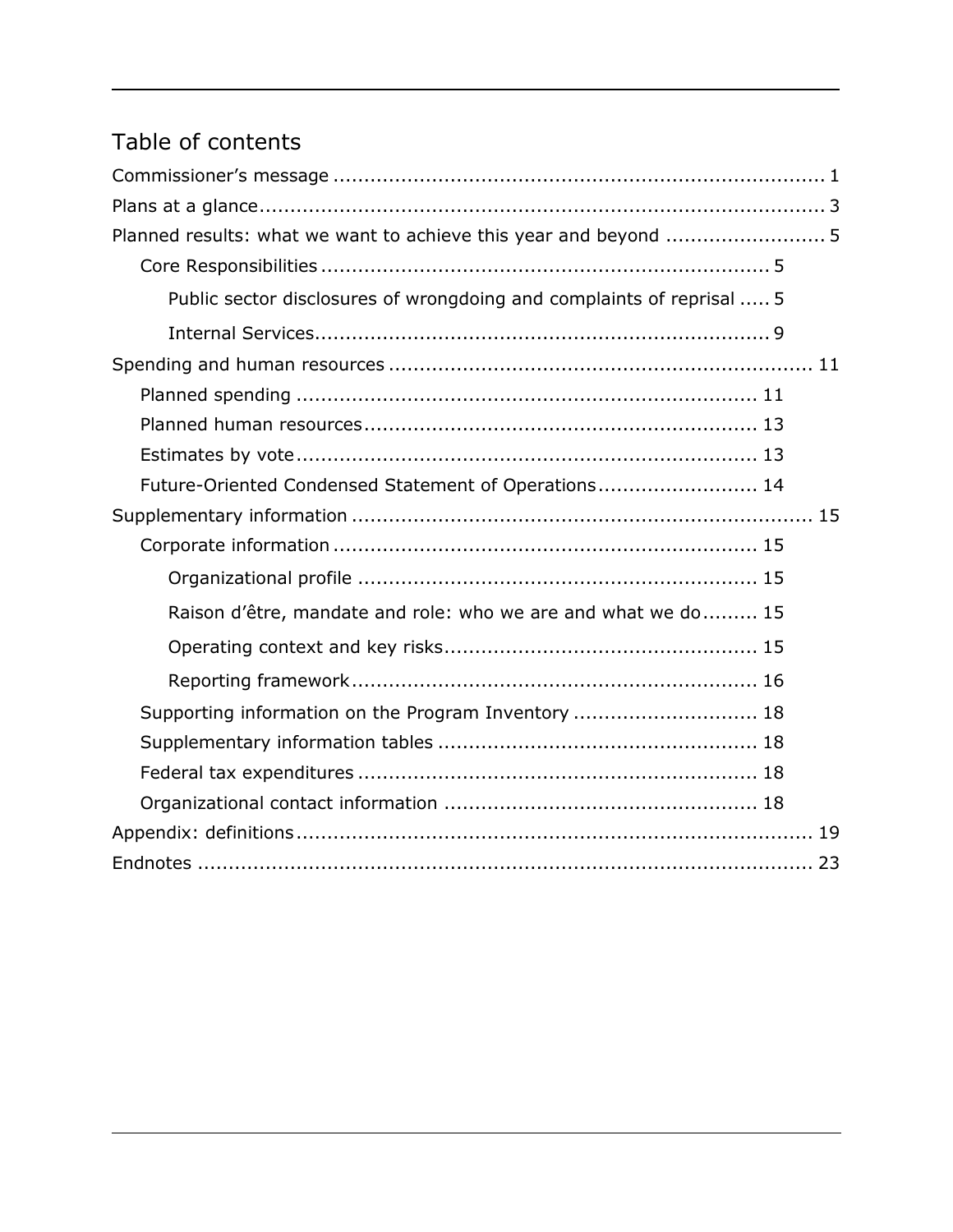# Table of contents

- Commissioner's message ..... 1
- Plans at a glance ..... 3
- Planned results: what we want to achieve this year and beyond ..... 5
  - Core Responsibilities ..... 5
    - Public sector disclosures of wrongdoing and complaints of reprisal ..... 5
    - Internal Services ..... 9
- Spending and human resources ..... 11
  - Planned spending ..... 11
  - Planned human resources ..... 13
  - Estimates by vote ..... 13
  - Future-Oriented Condensed Statement of Operations ..... 14
- Supplementary information ..... 15
  - Corporate information ..... 15
    - Organizational profile ..... 15
    - Raison d'être, mandate and role: who we are and what we do ..... 15
    - Operating context and key risks ..... 15
    - Reporting framework ..... 16
  - Supporting information on the Program Inventory ..... 18
  - Supplementary information tables ..... 18
  - Federal tax expenditures ..... 18
  - Organizational contact information ..... 18
- Appendix: definitions ..... 19
- Endnotes ..... 23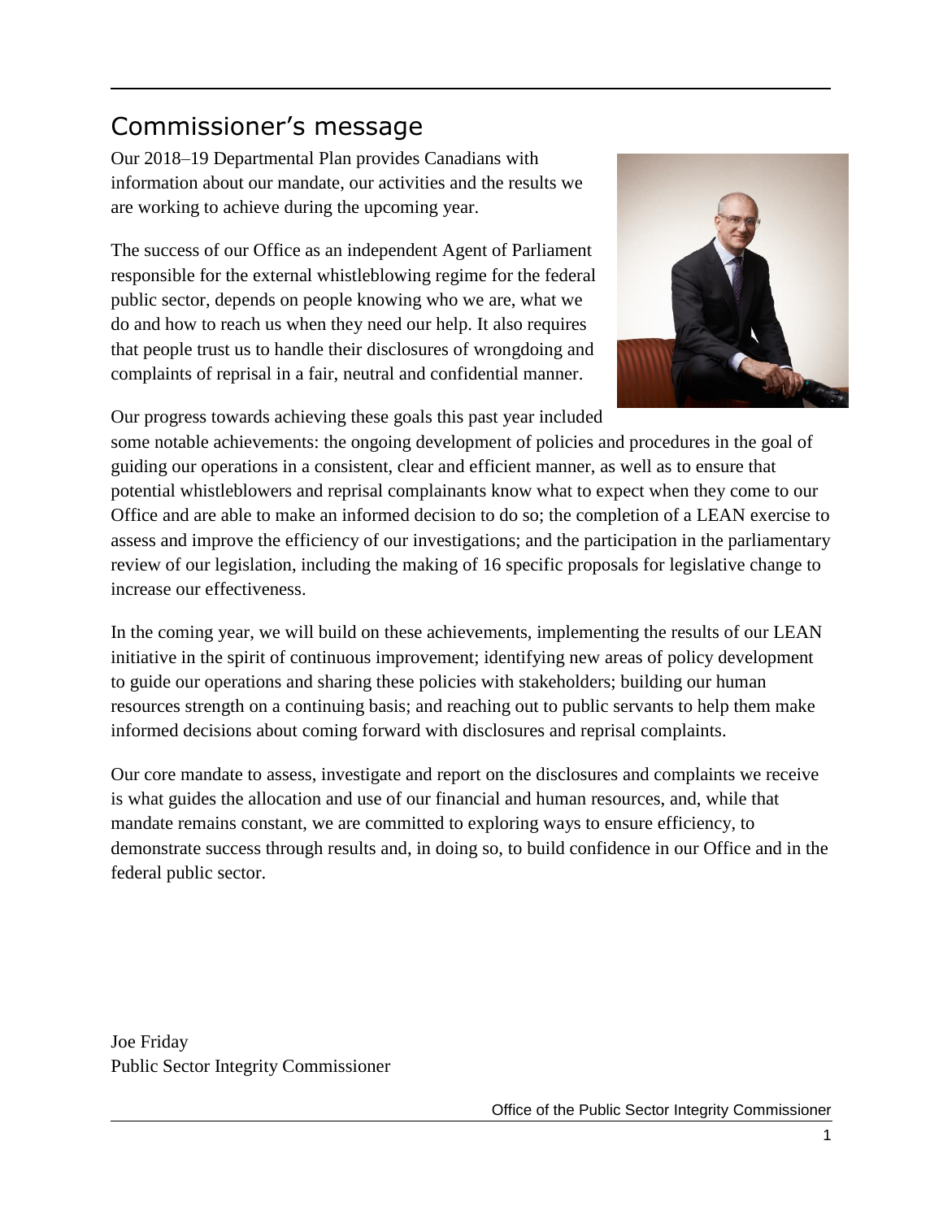# Commissioner's message

Our 2018–19 Departmental Plan provides Canadians with information about our mandate, our activities and the results we are working to achieve during the upcoming year.

The success of our Office as an independent Agent of Parliament responsible for the external whistleblowing regime for the federal public sector, depends on people knowing who we are, what we do and how to reach us when they need our help. It also requires that people trust us to handle their disclosures of wrongdoing and complaints of reprisal in a fair, neutral and confidential manner.

Our progress towards achieving these goals this past year included some notable achievements: the ongoing development of policies and procedures in the goal of guiding our operations in a consistent, clear and efficient manner, as well as to ensure that potential whistleblowers and reprisal complainants know what to expect when they come to our Office and are able to make an informed decision to do so; the completion of a LEAN exercise to assess and improve the efficiency of our investigations; and the participation in the parliamentary review of our legislation, including the making of 16 specific proposals for legislative change to increase our effectiveness.

In the coming year, we will build on these achievements, implementing the results of our LEAN initiative in the spirit of continuous improvement; identifying new areas of policy development to guide our operations and sharing these policies with stakeholders; building our human resources strength on a continuing basis; and reaching out to public servants to help them make informed decisions about coming forward with disclosures and reprisal complaints.

Our core mandate to assess, investigate and report on the disclosures and complaints we receive is what guides the allocation and use of our financial and human resources, and, while that mandate remains constant, we are committed to exploring ways to ensure efficiency, to demonstrate success through results and, in doing so, to build confidence in our Office and in the federal public sector.

Joe Friday
Public Sector Integrity Commissioner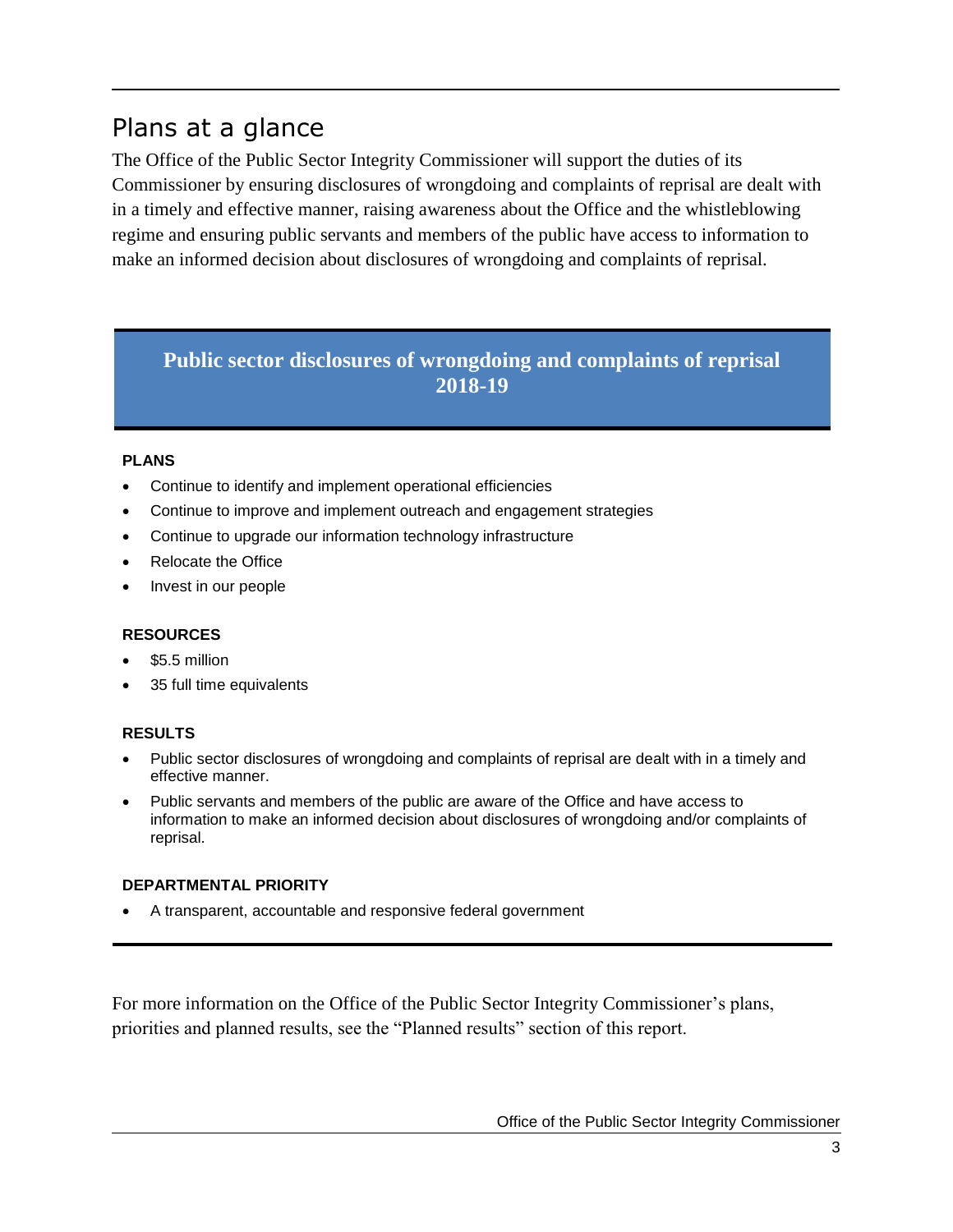# Plans at a glance

The Office of the Public Sector Integrity Commissioner will support the duties of its Commissioner by ensuring disclosures of wrongdoing and complaints of reprisal are dealt with in a timely and effective manner, raising awareness about the Office and the whistleblowing regime and ensuring public servants and members of the public have access to information to make an informed decision about disclosures of wrongdoing and complaints of reprisal.

## Public sector disclosures of wrongdoing and complaints of reprisal 2018-19

**PLANS**

- Continue to identify and implement operational efficiencies
- Continue to improve and implement outreach and engagement strategies
- Continue to upgrade our information technology infrastructure
- Relocate the Office
- Invest in our people

**RESOURCES**

- $5.5 million
- 35 full time equivalents

**RESULTS**

- Public sector disclosures of wrongdoing and complaints of reprisal are dealt with in a timely and effective manner.
- Public servants and members of the public are aware of the Office and have access to information to make an informed decision about disclosures of wrongdoing and/or complaints of reprisal.

**DEPARTMENTAL PRIORITY**

- A transparent, accountable and responsive federal government

For more information on the Office of the Public Sector Integrity Commissioner's plans, priorities and planned results, see the "Planned results" section of this report.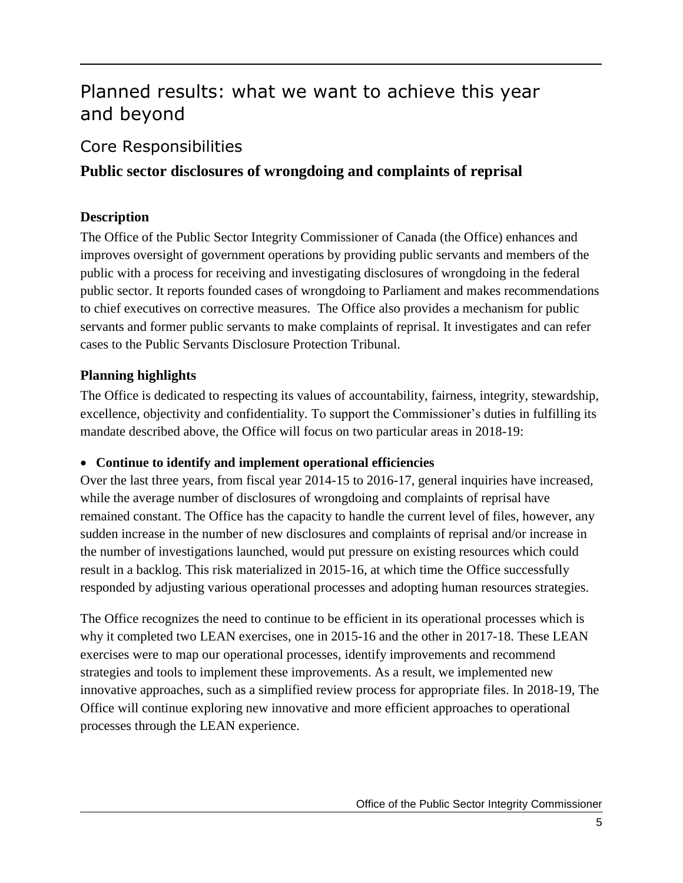# Planned results: what we want to achieve this year and beyond

## Core Responsibilities

### Public sector disclosures of wrongdoing and complaints of reprisal

**Description**

The Office of the Public Sector Integrity Commissioner of Canada (the Office) enhances and improves oversight of government operations by providing public servants and members of the public with a process for receiving and investigating disclosures of wrongdoing in the federal public sector. It reports founded cases of wrongdoing to Parliament and makes recommendations to chief executives on corrective measures. The Office also provides a mechanism for public servants and former public servants to make complaints of reprisal. It investigates and can refer cases to the Public Servants Disclosure Protection Tribunal.

**Planning highlights**

The Office is dedicated to respecting its values of accountability, fairness, integrity, stewardship, excellence, objectivity and confidentiality. To support the Commissioner's duties in fulfilling its mandate described above, the Office will focus on two particular areas in 2018-19:

- **Continue to identify and implement operational efficiencies**

Over the last three years, from fiscal year 2014-15 to 2016-17, general inquiries have increased, while the average number of disclosures of wrongdoing and complaints of reprisal have remained constant. The Office has the capacity to handle the current level of files, however, any sudden increase in the number of new disclosures and complaints of reprisal and/or increase in the number of investigations launched, would put pressure on existing resources which could result in a backlog. This risk materialized in 2015-16, at which time the Office successfully responded by adjusting various operational processes and adopting human resources strategies.

The Office recognizes the need to continue to be efficient in its operational processes which is why it completed two LEAN exercises, one in 2015-16 and the other in 2017-18. These LEAN exercises were to map our operational processes, identify improvements and recommend strategies and tools to implement these improvements. As a result, we implemented new innovative approaches, such as a simplified review process for appropriate files. In 2018-19, The Office will continue exploring new innovative and more efficient approaches to operational processes through the LEAN experience.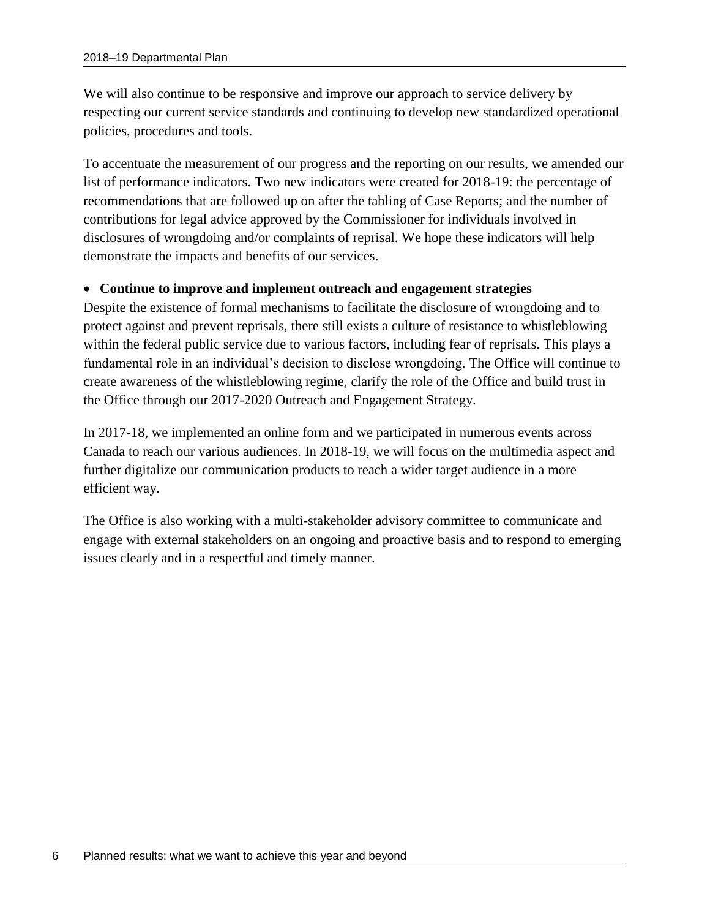We will also continue to be responsive and improve our approach to service delivery by respecting our current service standards and continuing to develop new standardized operational policies, procedures and tools.

To accentuate the measurement of our progress and the reporting on our results, we amended our list of performance indicators. Two new indicators were created for 2018-19: the percentage of recommendations that are followed up on after the tabling of Case Reports; and the number of contributions for legal advice approved by the Commissioner for individuals involved in disclosures of wrongdoing and/or complaints of reprisal. We hope these indicators will help demonstrate the impacts and benefits of our services.

- **Continue to improve and implement outreach and engagement strategies**

Despite the existence of formal mechanisms to facilitate the disclosure of wrongdoing and to protect against and prevent reprisals, there still exists a culture of resistance to whistleblowing within the federal public service due to various factors, including fear of reprisals. This plays a fundamental role in an individual's decision to disclose wrongdoing. The Office will continue to create awareness of the whistleblowing regime, clarify the role of the Office and build trust in the Office through our 2017-2020 Outreach and Engagement Strategy.

In 2017-18, we implemented an online form and we participated in numerous events across Canada to reach our various audiences. In 2018-19, we will focus on the multimedia aspect and further digitalize our communication products to reach a wider target audience in a more efficient way.

The Office is also working with a multi-stakeholder advisory committee to communicate and engage with external stakeholders on an ongoing and proactive basis and to respond to emerging issues clearly and in a respectful and timely manner.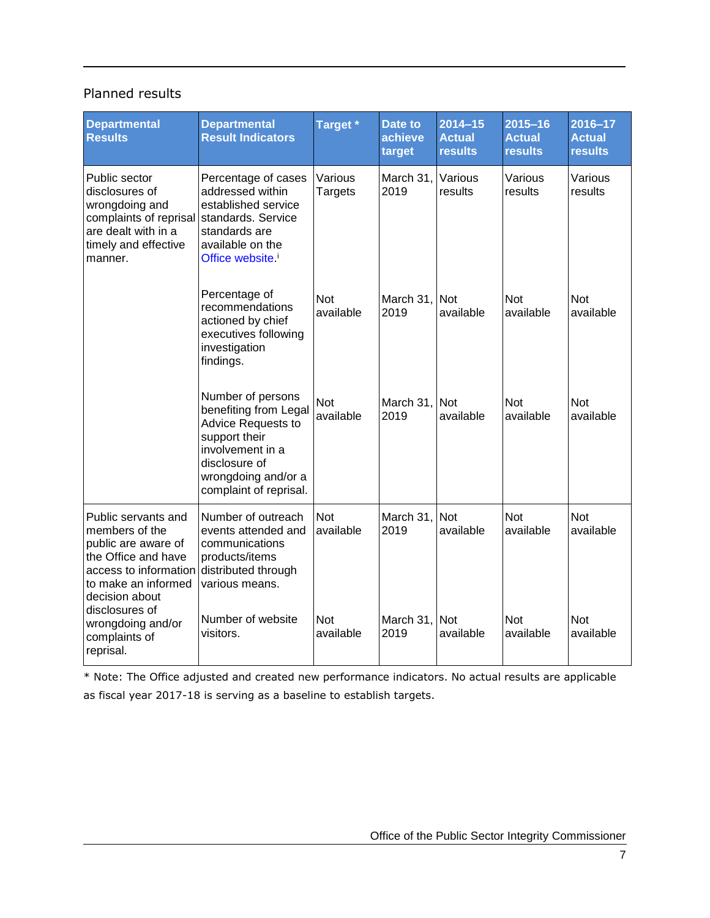## Planned results

| Departmental Results | Departmental Result Indicators | Target * | Date to achieve target | 2014–15 Actual results | 2015–16 Actual results | 2016–17 Actual results |
|---|---|---|---|---|---|---|
| Public sector disclosures of wrongdoing and complaints of reprisal are dealt with in a timely and effective manner. | Percentage of cases addressed within established service standards. Service standards are available on the Office website.[i] | Various Targets | March 31, 2019 | Various results | Various results | Various results |
| | Percentage of recommendations actioned by chief executives following investigation findings. | Not available | March 31, 2019 | Not available | Not available | Not available |
| | Number of persons benefiting from Legal Advice Requests to support their involvement in a disclosure of wrongdoing and/or a complaint of reprisal. | Not available | March 31, 2019 | Not available | Not available | Not available |
| Public servants and members of the public are aware of the Office and have access to information to make an informed decision about disclosures of wrongdoing and/or complaints of reprisal. | Number of outreach events attended and communications products/items distributed through various means. | Not available | March 31, 2019 | Not available | Not available | Not available |
| | Number of website visitors. | Not available | March 31, 2019 | Not available | Not available | Not available |

* Note: The Office adjusted and created new performance indicators. No actual results are applicable as fiscal year 2017-18 is serving as a baseline to establish targets.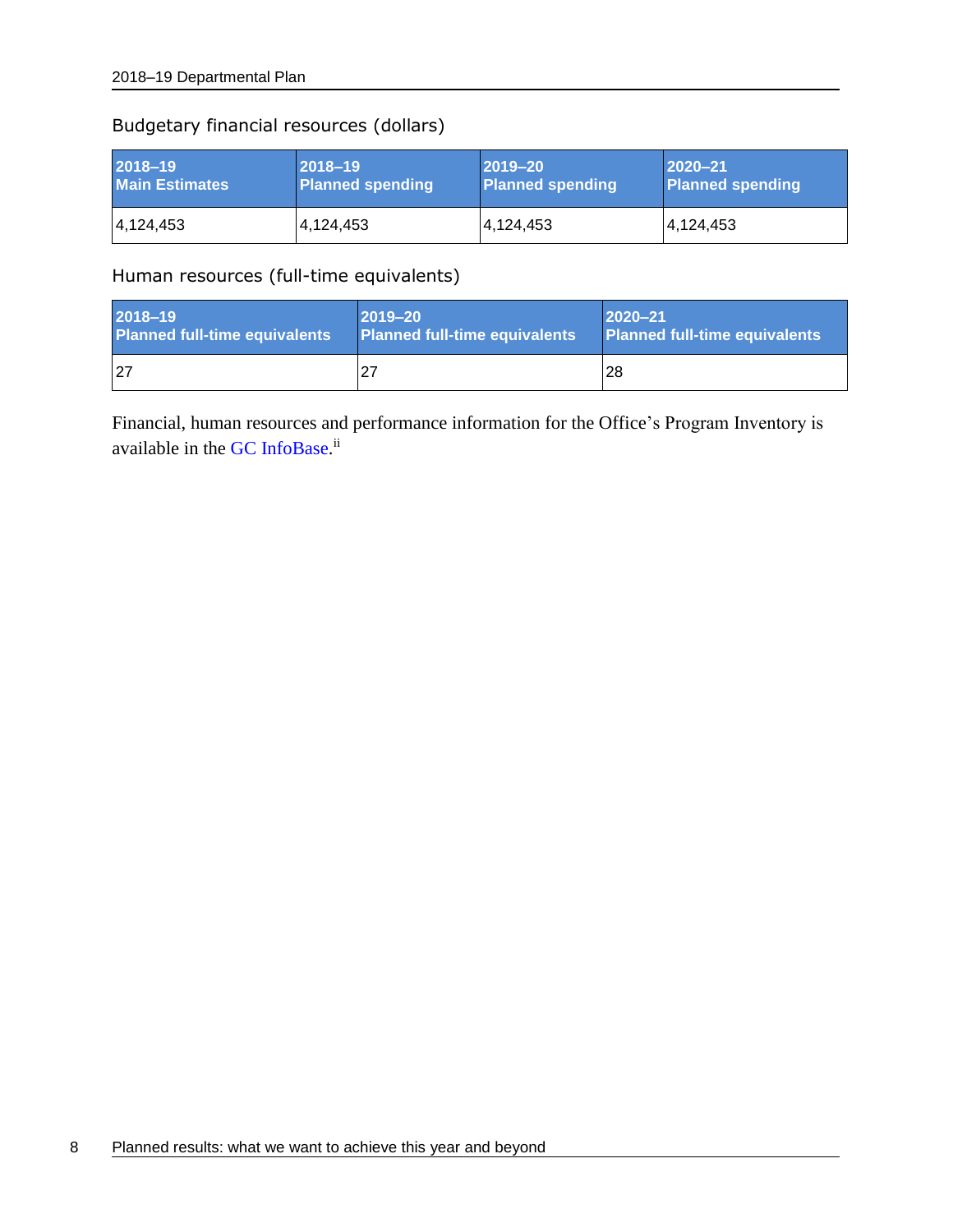Budgetary financial resources (dollars)

| 2018–19 Main Estimates | 2018–19 Planned spending | 2019–20 Planned spending | 2020–21 Planned spending |
|---|---|---|---|
| 4,124,453 | 4,124,453 | 4,124,453 | 4,124,453 |

Human resources (full-time equivalents)

| 2018–19 Planned full-time equivalents | 2019–20 Planned full-time equivalents | 2020–21 Planned full-time equivalents |
|---|---|---|
| 27 | 27 | 28 |

Financial, human resources and performance information for the Office's Program Inventory is available in the GC InfoBase.[ii]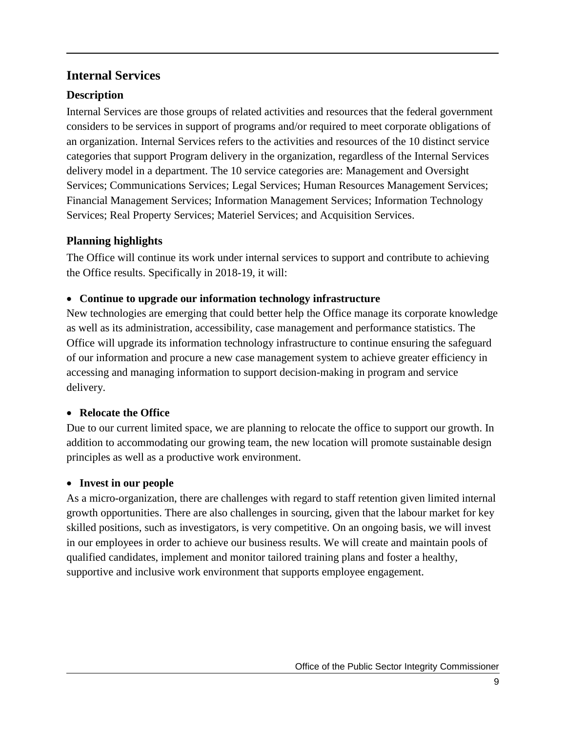## Internal Services

### Description

Internal Services are those groups of related activities and resources that the federal government considers to be services in support of programs and/or required to meet corporate obligations of an organization. Internal Services refers to the activities and resources of the 10 distinct service categories that support Program delivery in the organization, regardless of the Internal Services delivery model in a department. The 10 service categories are: Management and Oversight Services; Communications Services; Legal Services; Human Resources Management Services; Financial Management Services; Information Management Services; Information Technology Services; Real Property Services; Materiel Services; and Acquisition Services.

### Planning highlights

The Office will continue its work under internal services to support and contribute to achieving the Office results. Specifically in 2018-19, it will:

- **Continue to upgrade our information technology infrastructure**

New technologies are emerging that could better help the Office manage its corporate knowledge as well as its administration, accessibility, case management and performance statistics. The Office will upgrade its information technology infrastructure to continue ensuring the safeguard of our information and procure a new case management system to achieve greater efficiency in accessing and managing information to support decision-making in program and service delivery.

- **Relocate the Office**

Due to our current limited space, we are planning to relocate the office to support our growth. In addition to accommodating our growing team, the new location will promote sustainable design principles as well as a productive work environment.

- **Invest in our people**

As a micro-organization, there are challenges with regard to staff retention given limited internal growth opportunities. There are also challenges in sourcing, given that the labour market for key skilled positions, such as investigators, is very competitive. On an ongoing basis, we will invest in our employees in order to achieve our business results. We will create and maintain pools of qualified candidates, implement and monitor tailored training plans and foster a healthy, supportive and inclusive work environment that supports employee engagement.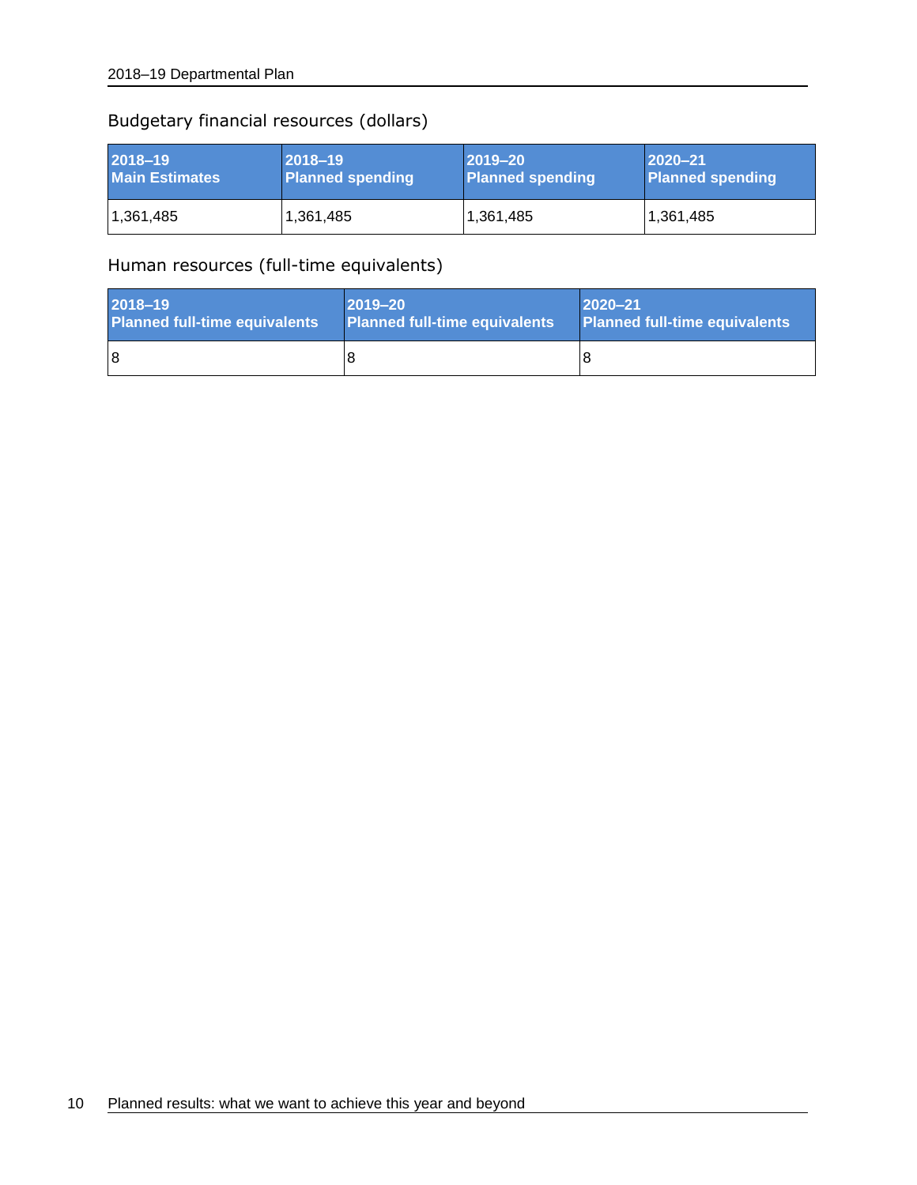### Budgetary financial resources (dollars)

| 2018–19<br>Main Estimates | 2018–19<br>Planned spending | 2019–20<br>Planned spending | 2020–21<br>Planned spending |
|---|---|---|---|
| 1,361,485 | 1,361,485 | 1,361,485 | 1,361,485 |

### Human resources (full-time equivalents)

| 2018–19<br>Planned full-time equivalents | 2019–20<br>Planned full-time equivalents | 2020–21<br>Planned full-time equivalents |
|---|---|---|
| 8 | 8 | 8 |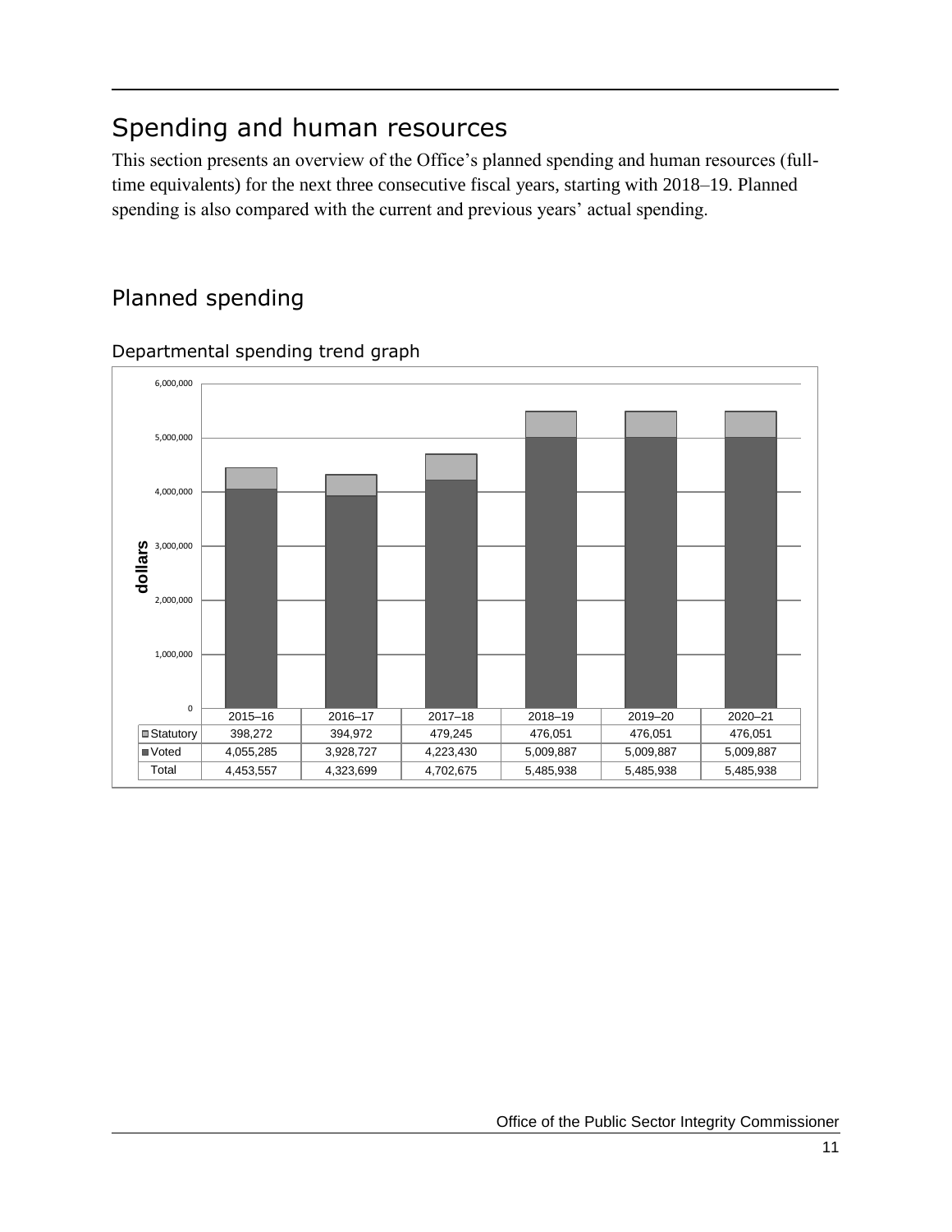## Spending and human resources

This section presents an overview of the Office's planned spending and human resources (full-time equivalents) for the next three consecutive fiscal years, starting with 2018–19. Planned spending is also compared with the current and previous years' actual spending.

### Planned spending

#### Departmental spending trend graph

| | 2015–16 | 2016–17 | 2017–18 | 2018–19 | 2019–20 | 2020–21 |
|---|---|---|---|---|---|---|
| Statutory | 398,272 | 394,972 | 479,245 | 476,051 | 476,051 | 476,051 |
| Voted | 4,055,285 | 3,928,727 | 4,223,430 | 5,009,887 | 5,009,887 | 5,009,887 |
| Total | 4,453,557 | 4,323,699 | 4,702,675 | 5,485,938 | 5,485,938 | 5,485,938 |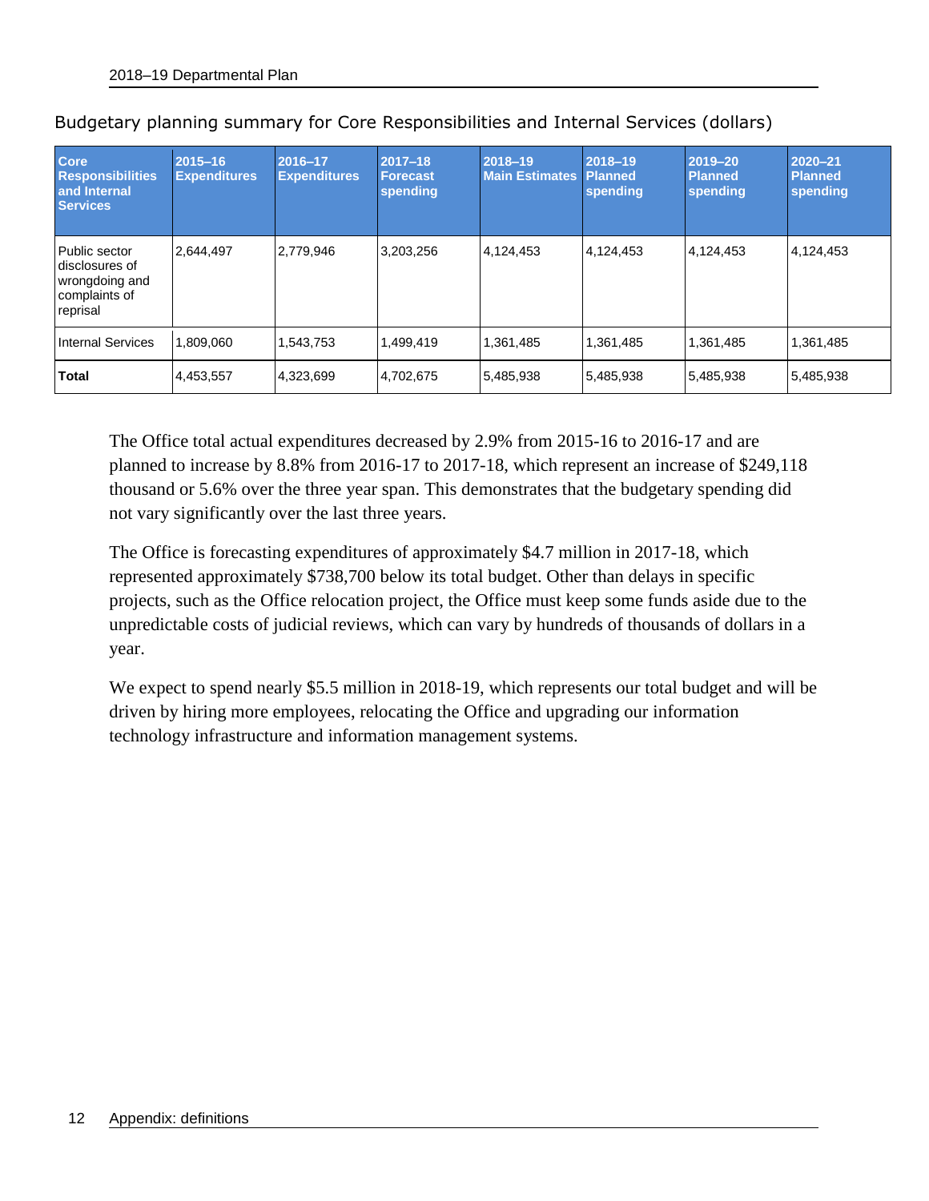Budgetary planning summary for Core Responsibilities and Internal Services (dollars)

| Core Responsibilities and Internal Services | 2015–16 Expenditures | 2016–17 Expenditures | 2017–18 Forecast spending | 2018–19 Main Estimates | 2018–19 Planned spending | 2019–20 Planned spending | 2020–21 Planned spending |
|---|---|---|---|---|---|---|---|
| Public sector disclosures of wrongdoing and complaints of reprisal | 2,644,497 | 2,779,946 | 3,203,256 | 4,124,453 | 4,124,453 | 4,124,453 | 4,124,453 |
| Internal Services | 1,809,060 | 1,543,753 | 1,499,419 | 1,361,485 | 1,361,485 | 1,361,485 | 1,361,485 |
| **Total** | 4,453,557 | 4,323,699 | 4,702,675 | 5,485,938 | 5,485,938 | 5,485,938 | 5,485,938 |

The Office total actual expenditures decreased by 2.9% from 2015-16 to 2016-17 and are planned to increase by 8.8% from 2016-17 to 2017-18, which represent an increase of $249,118 thousand or 5.6% over the three year span. This demonstrates that the budgetary spending did not vary significantly over the last three years.

The Office is forecasting expenditures of approximately $4.7 million in 2017-18, which represented approximately $738,700 below its total budget. Other than delays in specific projects, such as the Office relocation project, the Office must keep some funds aside due to the unpredictable costs of judicial reviews, which can vary by hundreds of thousands of dollars in a year.

We expect to spend nearly $5.5 million in 2018-19, which represents our total budget and will be driven by hiring more employees, relocating the Office and upgrading our information technology infrastructure and information management systems.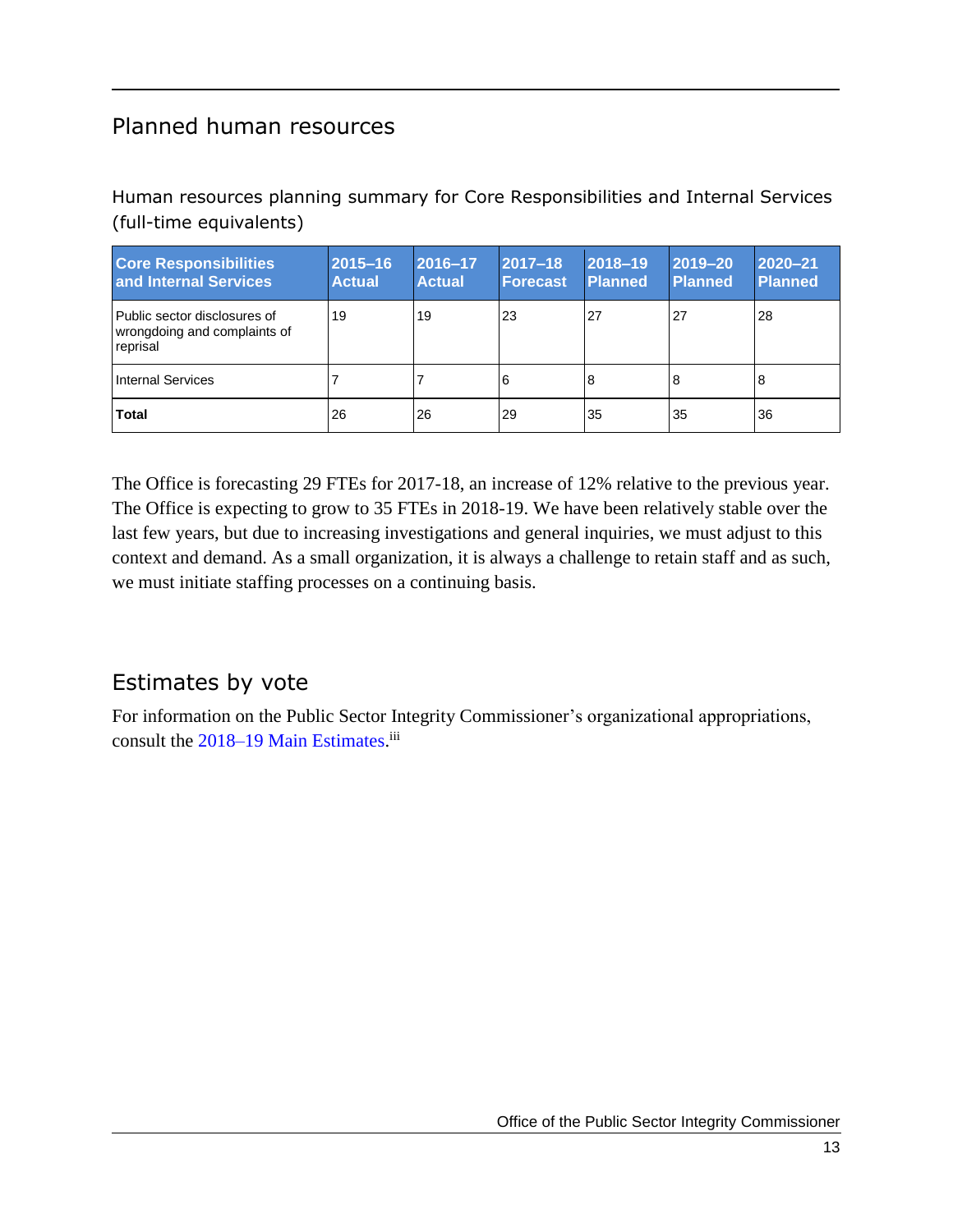## Planned human resources

Human resources planning summary for Core Responsibilities and Internal Services (full-time equivalents)

| Core Responsibilities and Internal Services | 2015–16 Actual | 2016–17 Actual | 2017–18 Forecast | 2018–19 Planned | 2019–20 Planned | 2020–21 Planned |
|---|---|---|---|---|---|---|
| Public sector disclosures of wrongdoing and complaints of reprisal | 19 | 19 | 23 | 27 | 27 | 28 |
| Internal Services | 7 | 7 | 6 | 8 | 8 | 8 |
| **Total** | 26 | 26 | 29 | 35 | 35 | 36 |

The Office is forecasting 29 FTEs for 2017-18, an increase of 12% relative to the previous year. The Office is expecting to grow to 35 FTEs in 2018-19. We have been relatively stable over the last few years, but due to increasing investigations and general inquiries, we must adjust to this context and demand. As a small organization, it is always a challenge to retain staff and as such, we must initiate staffing processes on a continuing basis.

## Estimates by vote

For information on the Public Sector Integrity Commissioner's organizational appropriations, consult the 2018–19 Main Estimates.[iii]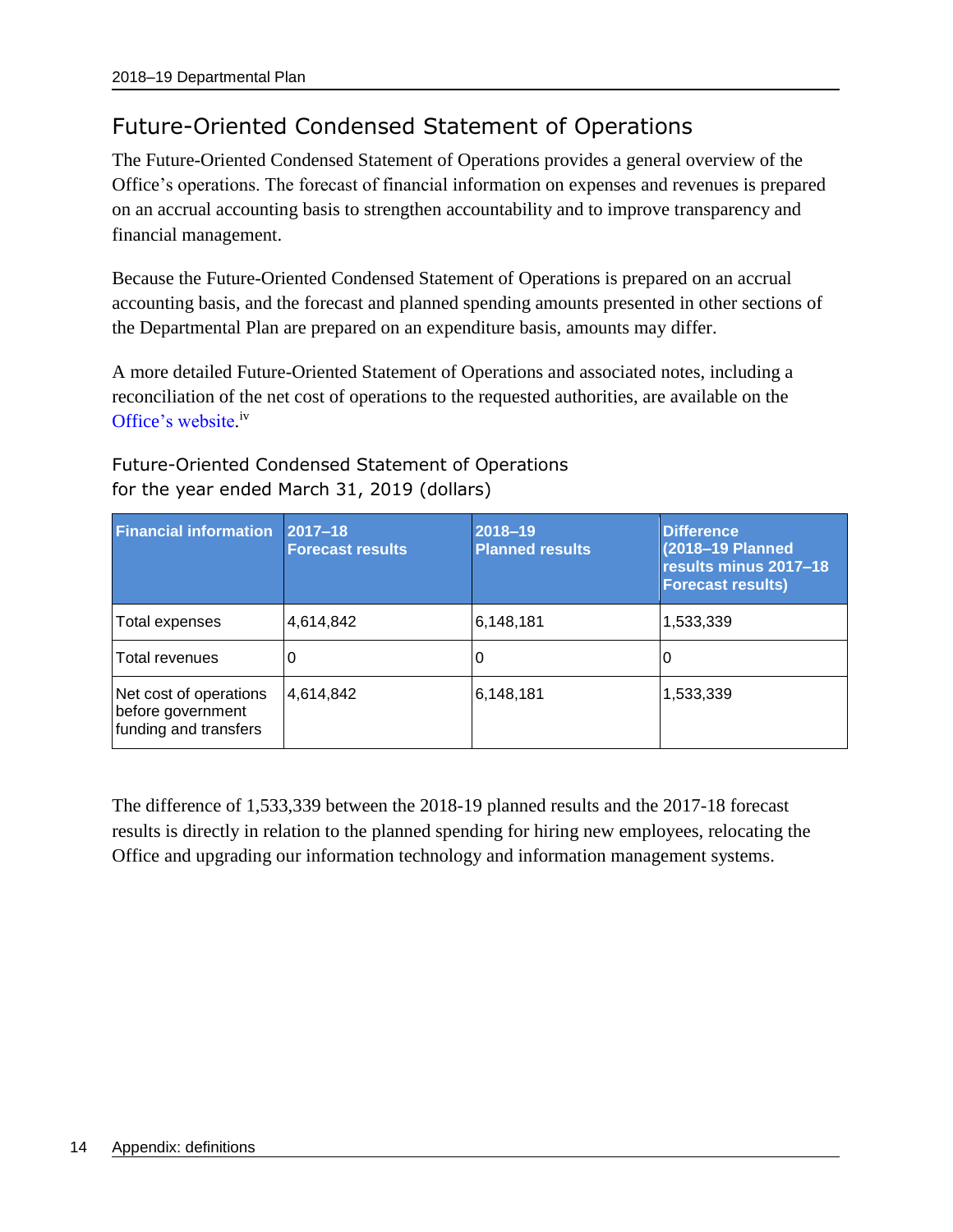## Future-Oriented Condensed Statement of Operations

The Future-Oriented Condensed Statement of Operations provides a general overview of the Office's operations. The forecast of financial information on expenses and revenues is prepared on an accrual accounting basis to strengthen accountability and to improve transparency and financial management.

Because the Future-Oriented Condensed Statement of Operations is prepared on an accrual accounting basis, and the forecast and planned spending amounts presented in other sections of the Departmental Plan are prepared on an expenditure basis, amounts may differ.

A more detailed Future-Oriented Statement of Operations and associated notes, including a reconciliation of the net cost of operations to the requested authorities, are available on the Office's website.[iv]

### Future-Oriented Condensed Statement of Operations for the year ended March 31, 2019 (dollars)

| Financial information | 2017–18 Forecast results | 2018–19 Planned results | Difference (2018–19 Planned results minus 2017–18 Forecast results) |
|---|---|---|---|
| Total expenses | 4,614,842 | 6,148,181 | 1,533,339 |
| Total revenues | 0 | 0 | 0 |
| Net cost of operations before government funding and transfers | 4,614,842 | 6,148,181 | 1,533,339 |

The difference of 1,533,339 between the 2018-19 planned results and the 2017-18 forecast results is directly in relation to the planned spending for hiring new employees, relocating the Office and upgrading our information technology and information management systems.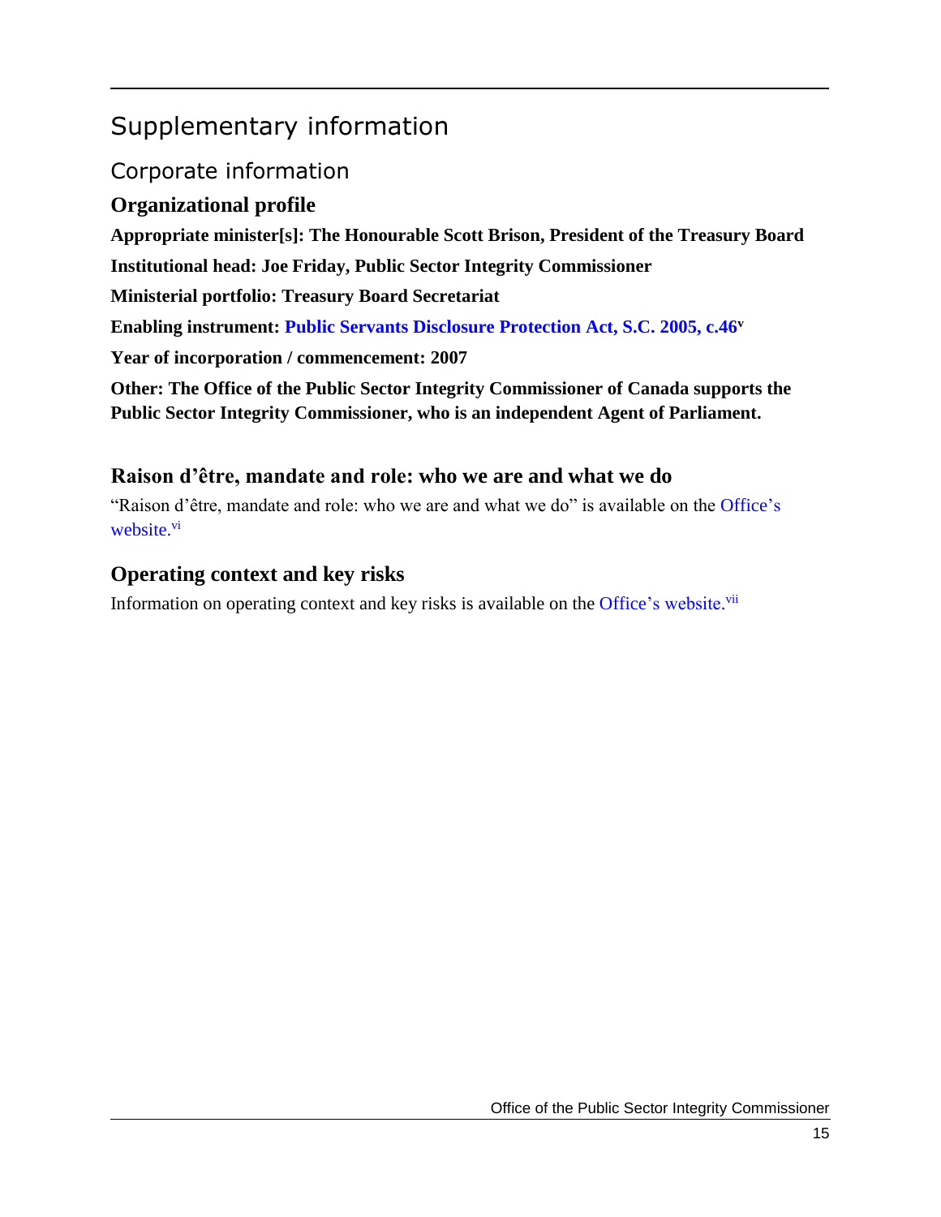# Supplementary information

## Corporate information

### Organizational profile

**Appropriate minister[s]: The Honourable Scott Brison, President of the Treasury Board**

**Institutional head: Joe Friday, Public Sector Integrity Commissioner**

**Ministerial portfolio: Treasury Board Secretariat**

**Enabling instrument: Public Servants Disclosure Protection Act, S.C. 2005, c.46[v]**

**Year of incorporation / commencement: 2007**

**Other: The Office of the Public Sector Integrity Commissioner of Canada supports the Public Sector Integrity Commissioner, who is an independent Agent of Parliament.**

### Raison d'être, mandate and role: who we are and what we do

"Raison d'être, mandate and role: who we are and what we do" is available on the Office's website.[vi]

### Operating context and key risks

Information on operating context and key risks is available on the Office's website.[vii]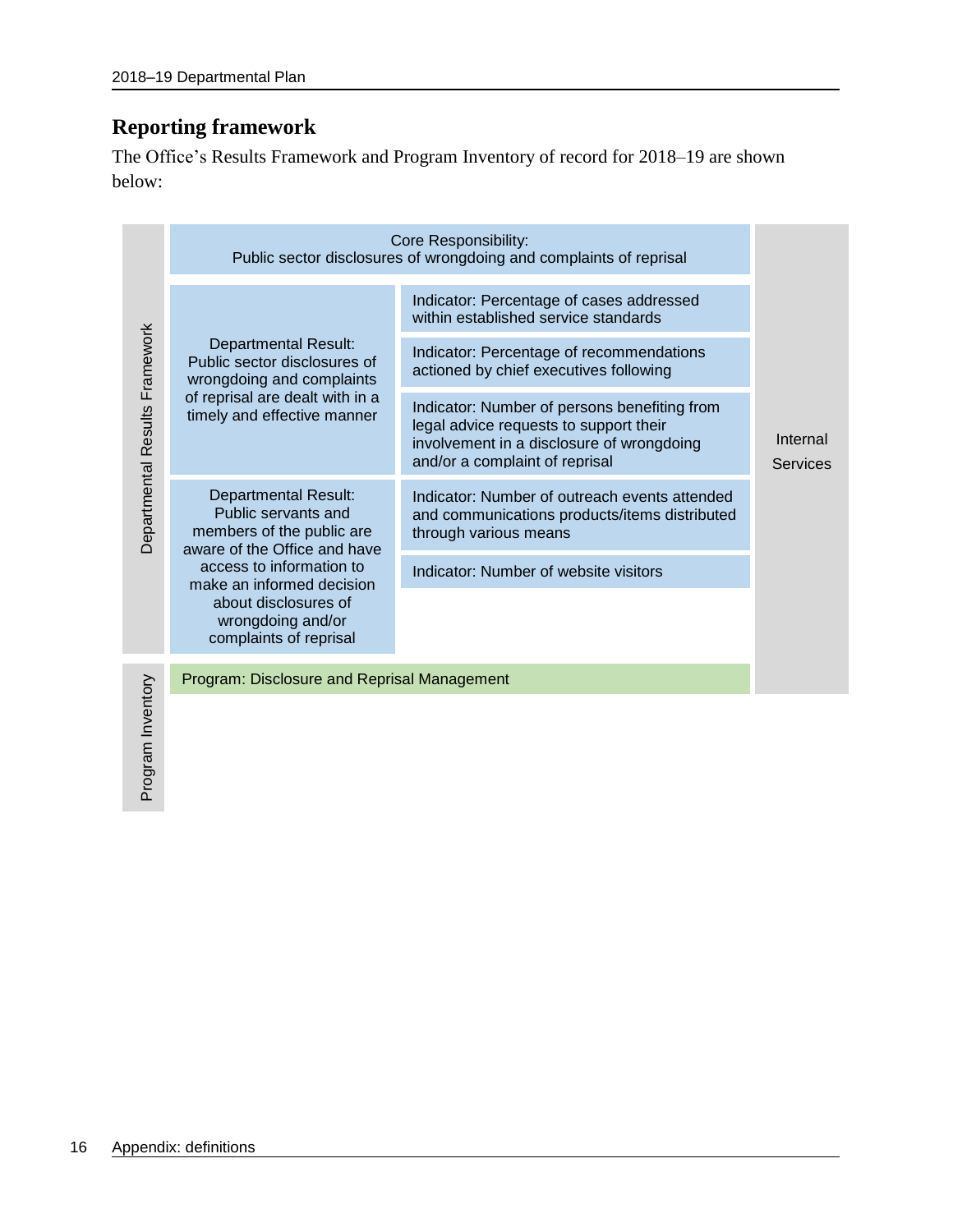## Reporting framework

The Office's Results Framework and Program Inventory of record for 2018–19 are shown below:

| | Core Responsibility: Public sector disclosures of wrongdoing and complaints of reprisal | | Internal Services |
|---|---|---|---|
| Departmental Results Framework | Departmental Result: Public sector disclosures of wrongdoing and complaints of reprisal are dealt with in a timely and effective manner | Indicator: Percentage of cases addressed within established service standards | |
| | | Indicator: Percentage of recommendations actioned by chief executives following | |
| | | Indicator: Number of persons benefiting from legal advice requests to support their involvement in a disclosure of wrongdoing and/or a complaint of reprisal | |
| | Departmental Result: Public servants and members of the public are aware of the Office and have access to information to make an informed decision about disclosures of wrongdoing and/or complaints of reprisal | Indicator: Number of outreach events attended and communications products/items distributed through various means | |
| | | Indicator: Number of website visitors | |
| Program Inventory | Program: Disclosure and Reprisal Management | | |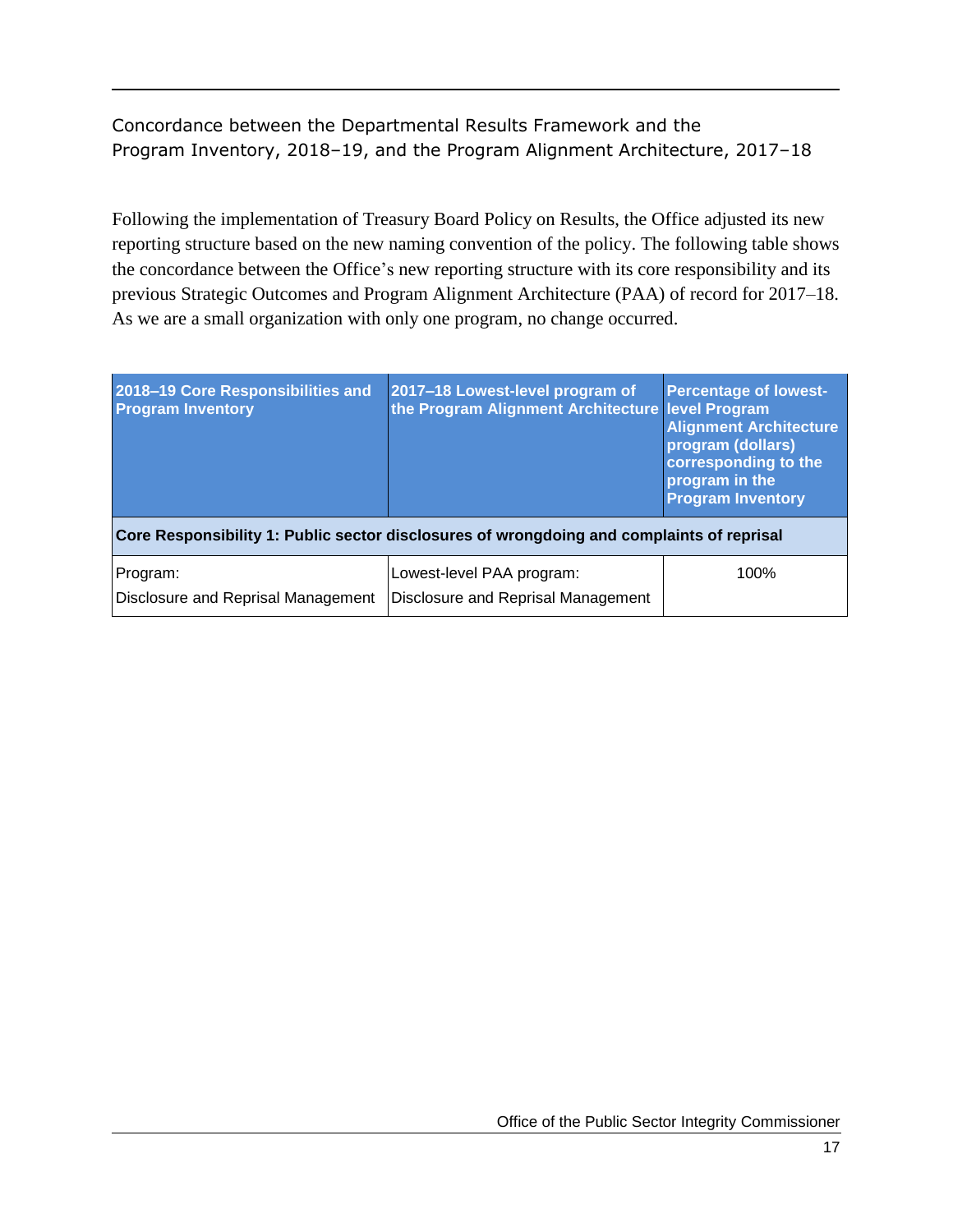## Concordance between the Departmental Results Framework and the Program Inventory, 2018–19, and the Program Alignment Architecture, 2017–18

Following the implementation of Treasury Board Policy on Results, the Office adjusted its new reporting structure based on the new naming convention of the policy. The following table shows the concordance between the Office's new reporting structure with its core responsibility and its previous Strategic Outcomes and Program Alignment Architecture (PAA) of record for 2017–18. As we are a small organization with only one program, no change occurred.

| 2018–19 Core Responsibilities and Program Inventory | 2017–18 Lowest-level program of the Program Alignment Architecture | Percentage of lowest-level Program Alignment Architecture program (dollars) corresponding to the program in the Program Inventory |
|---|---|---|
| **Core Responsibility 1: Public sector disclosures of wrongdoing and complaints of reprisal** | | |
| Program:<br>Disclosure and Reprisal Management | Lowest-level PAA program:<br>Disclosure and Reprisal Management | 100% |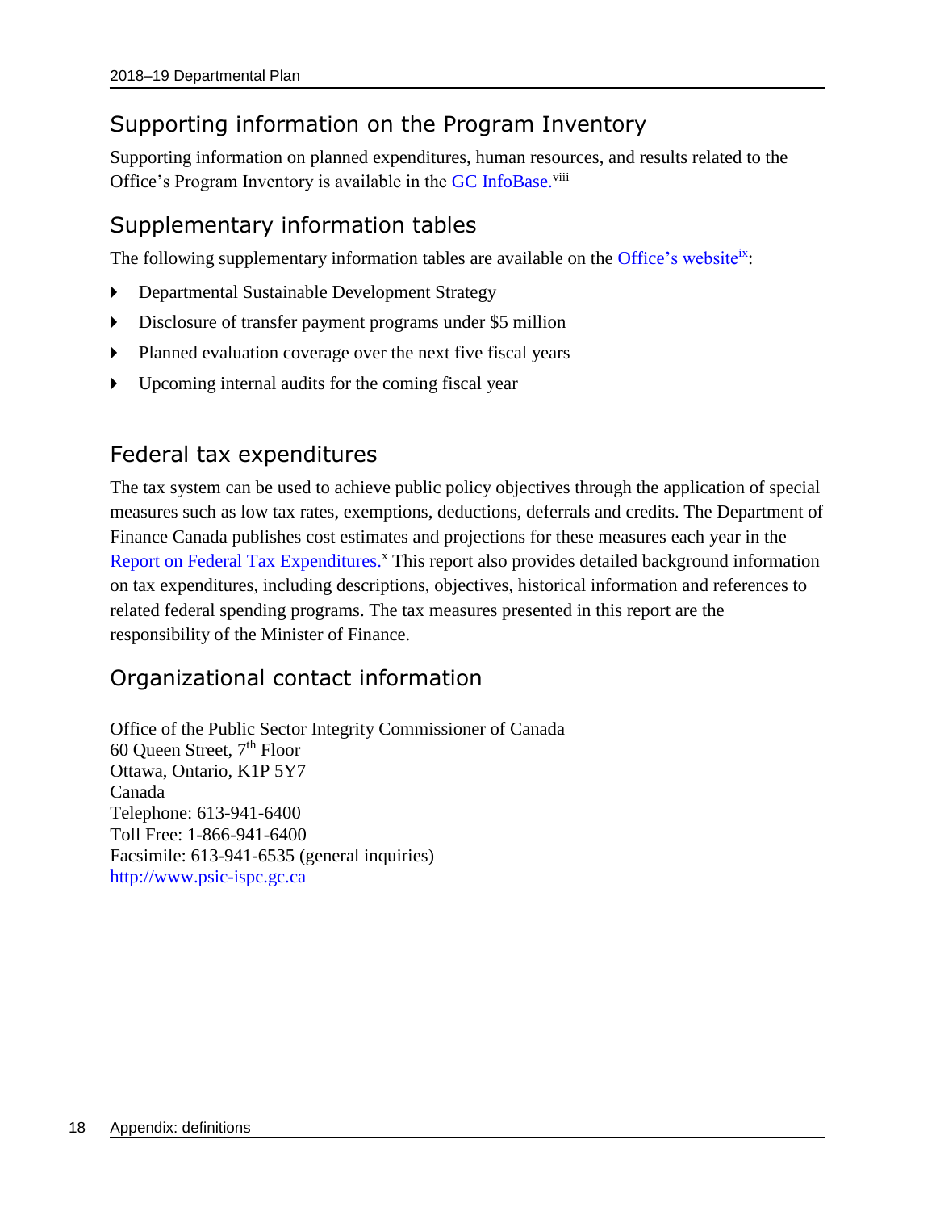## Supporting information on the Program Inventory

Supporting information on planned expenditures, human resources, and results related to the Office's Program Inventory is available in the GC InfoBase.[viii]

## Supplementary information tables

The following supplementary information tables are available on the Office's website[ix]:

- Departmental Sustainable Development Strategy
- Disclosure of transfer payment programs under $5 million
- Planned evaluation coverage over the next five fiscal years
- Upcoming internal audits for the coming fiscal year

## Federal tax expenditures

The tax system can be used to achieve public policy objectives through the application of special measures such as low tax rates, exemptions, deductions, deferrals and credits. The Department of Finance Canada publishes cost estimates and projections for these measures each year in the Report on Federal Tax Expenditures.[x] This report also provides detailed background information on tax expenditures, including descriptions, objectives, historical information and references to related federal spending programs. The tax measures presented in this report are the responsibility of the Minister of Finance.

## Organizational contact information

Office of the Public Sector Integrity Commissioner of Canada
60 Queen Street, 7th Floor
Ottawa, Ontario, K1P 5Y7
Canada
Telephone: 613-941-6400
Toll Free: 1-866-941-6400
Facsimile: 613-941-6535 (general inquiries)
http://www.psic-ispc.gc.ca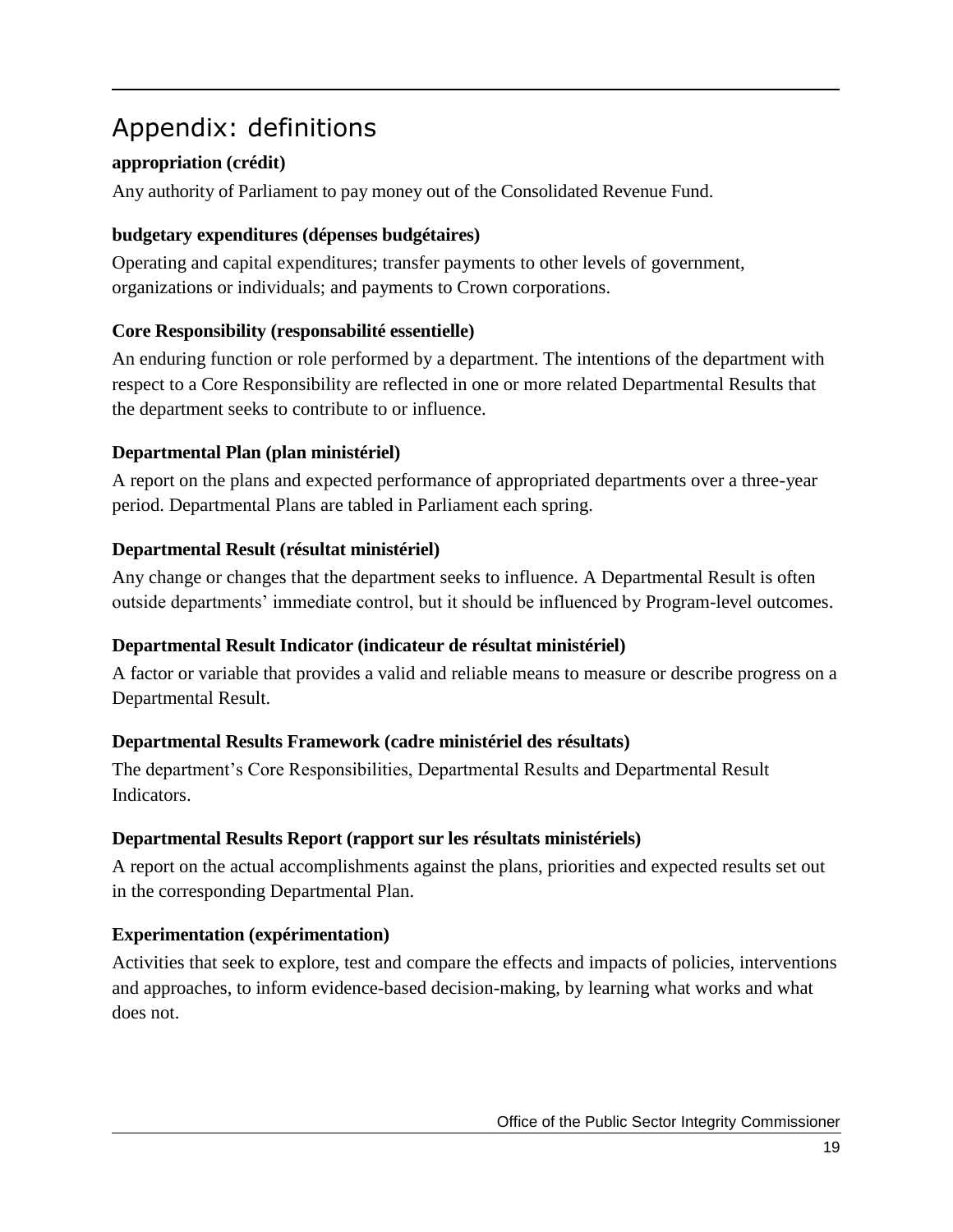## Appendix: definitions

**appropriation (crédit)**

Any authority of Parliament to pay money out of the Consolidated Revenue Fund.

**budgetary expenditures (dépenses budgétaires)**

Operating and capital expenditures; transfer payments to other levels of government, organizations or individuals; and payments to Crown corporations.

**Core Responsibility (responsabilité essentielle)**

An enduring function or role performed by a department. The intentions of the department with respect to a Core Responsibility are reflected in one or more related Departmental Results that the department seeks to contribute to or influence.

**Departmental Plan (plan ministériel)**

A report on the plans and expected performance of appropriated departments over a three-year period. Departmental Plans are tabled in Parliament each spring.

**Departmental Result (résultat ministériel)**

Any change or changes that the department seeks to influence. A Departmental Result is often outside departments' immediate control, but it should be influenced by Program-level outcomes.

**Departmental Result Indicator (indicateur de résultat ministériel)**

A factor or variable that provides a valid and reliable means to measure or describe progress on a Departmental Result.

**Departmental Results Framework (cadre ministériel des résultats)**

The department's Core Responsibilities, Departmental Results and Departmental Result Indicators.

**Departmental Results Report (rapport sur les résultats ministériels)**

A report on the actual accomplishments against the plans, priorities and expected results set out in the corresponding Departmental Plan.

**Experimentation (expérimentation)**

Activities that seek to explore, test and compare the effects and impacts of policies, interventions and approaches, to inform evidence-based decision-making, by learning what works and what does not.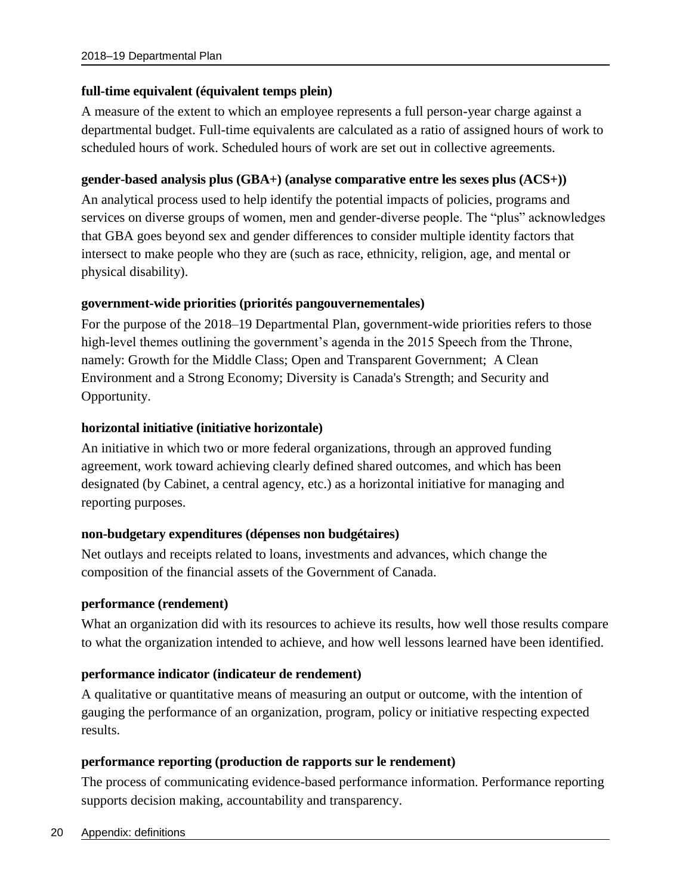**full-time equivalent (équivalent temps plein)**

A measure of the extent to which an employee represents a full person-year charge against a departmental budget. Full-time equivalents are calculated as a ratio of assigned hours of work to scheduled hours of work. Scheduled hours of work are set out in collective agreements.

**gender-based analysis plus (GBA+) (analyse comparative entre les sexes plus (ACS+))**

An analytical process used to help identify the potential impacts of policies, programs and services on diverse groups of women, men and gender-diverse people. The "plus" acknowledges that GBA goes beyond sex and gender differences to consider multiple identity factors that intersect to make people who they are (such as race, ethnicity, religion, age, and mental or physical disability).

**government-wide priorities (priorités pangouvernementales)**

For the purpose of the 2018–19 Departmental Plan, government-wide priorities refers to those high-level themes outlining the government's agenda in the 2015 Speech from the Throne, namely: Growth for the Middle Class; Open and Transparent Government; A Clean Environment and a Strong Economy; Diversity is Canada's Strength; and Security and Opportunity.

**horizontal initiative (initiative horizontale)**

An initiative in which two or more federal organizations, through an approved funding agreement, work toward achieving clearly defined shared outcomes, and which has been designated (by Cabinet, a central agency, etc.) as a horizontal initiative for managing and reporting purposes.

**non-budgetary expenditures (dépenses non budgétaires)**

Net outlays and receipts related to loans, investments and advances, which change the composition of the financial assets of the Government of Canada.

**performance (rendement)**

What an organization did with its resources to achieve its results, how well those results compare to what the organization intended to achieve, and how well lessons learned have been identified.

**performance indicator (indicateur de rendement)**

A qualitative or quantitative means of measuring an output or outcome, with the intention of gauging the performance of an organization, program, policy or initiative respecting expected results.

**performance reporting (production de rapports sur le rendement)**

The process of communicating evidence-based performance information. Performance reporting supports decision making, accountability and transparency.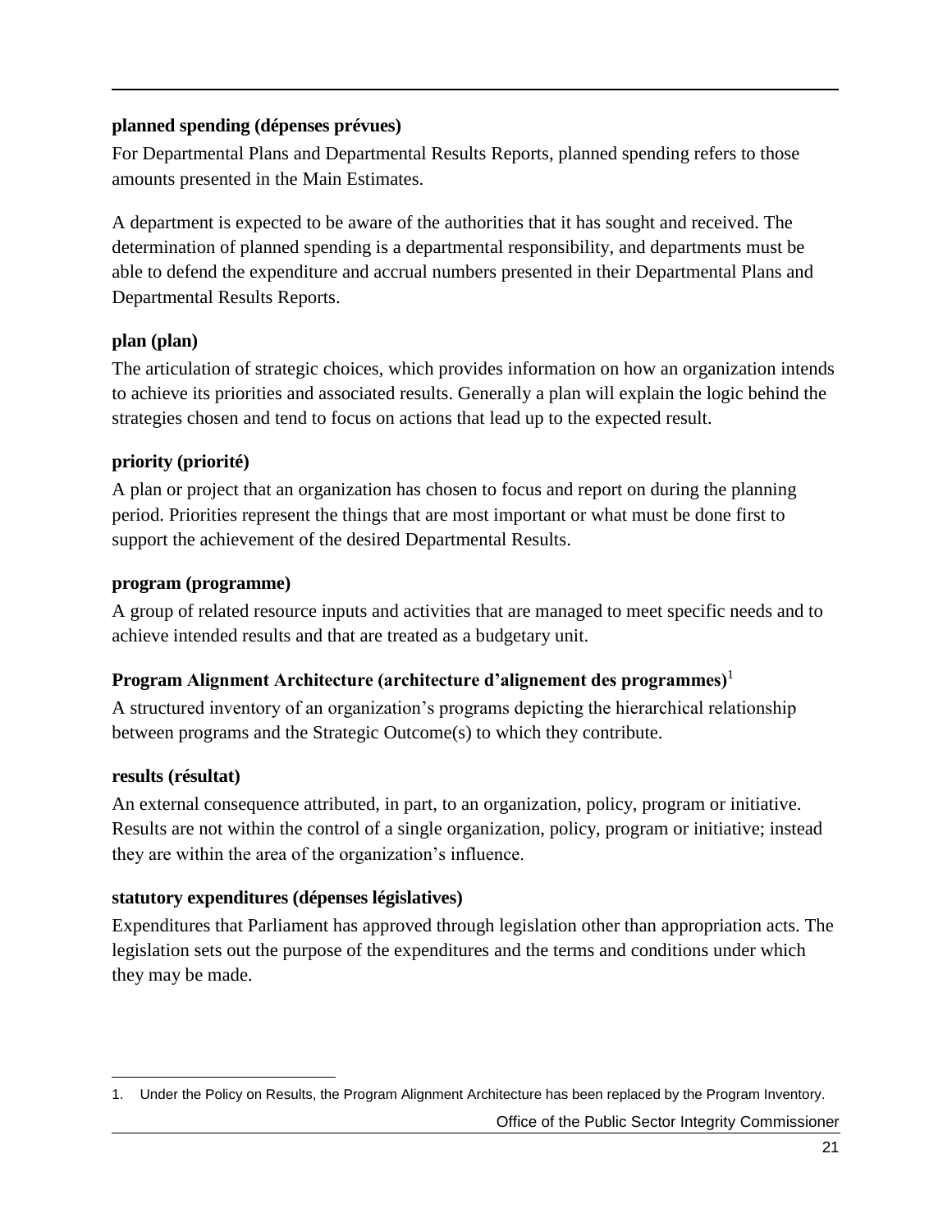**planned spending (dépenses prévues)**

For Departmental Plans and Departmental Results Reports, planned spending refers to those amounts presented in the Main Estimates.

A department is expected to be aware of the authorities that it has sought and received. The determination of planned spending is a departmental responsibility, and departments must be able to defend the expenditure and accrual numbers presented in their Departmental Plans and Departmental Results Reports.

**plan (plan)**

The articulation of strategic choices, which provides information on how an organization intends to achieve its priorities and associated results. Generally a plan will explain the logic behind the strategies chosen and tend to focus on actions that lead up to the expected result.

**priority (priorité)**

A plan or project that an organization has chosen to focus and report on during the planning period. Priorities represent the things that are most important or what must be done first to support the achievement of the desired Departmental Results.

**program (programme)**

A group of related resource inputs and activities that are managed to meet specific needs and to achieve intended results and that are treated as a budgetary unit.

**Program Alignment Architecture (architecture d'alignement des programmes)**[1]

A structured inventory of an organization's programs depicting the hierarchical relationship between programs and the Strategic Outcome(s) to which they contribute.

**results (résultat)**

An external consequence attributed, in part, to an organization, policy, program or initiative. Results are not within the control of a single organization, policy, program or initiative; instead they are within the area of the organization's influence.

**statutory expenditures (dépenses législatives)**

Expenditures that Parliament has approved through legislation other than appropriation acts. The legislation sets out the purpose of the expenditures and the terms and conditions under which they may be made.

---

1. Under the Policy on Results, the Program Alignment Architecture has been replaced by the Program Inventory.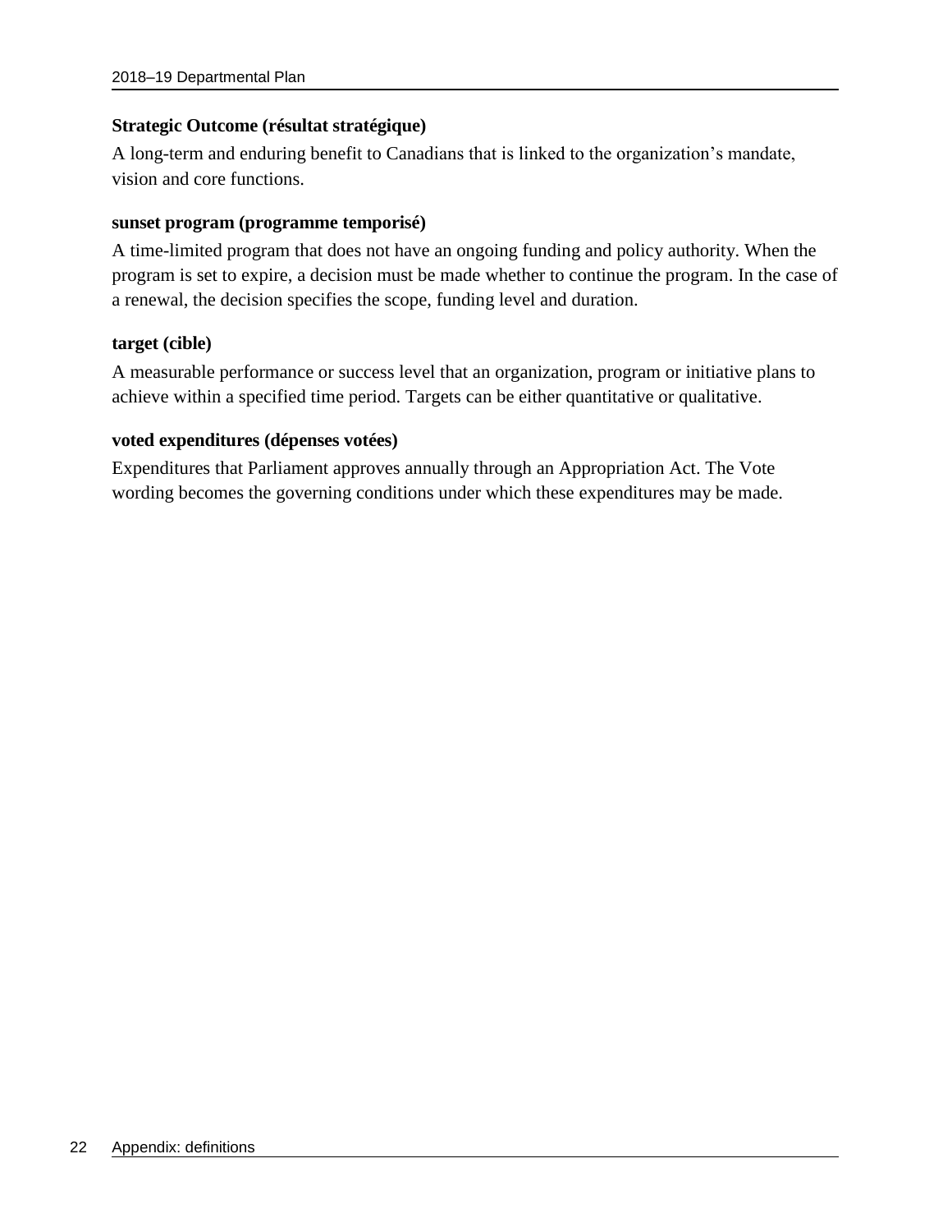**Strategic Outcome (résultat stratégique)**

A long-term and enduring benefit to Canadians that is linked to the organization's mandate, vision and core functions.

**sunset program (programme temporisé)**

A time-limited program that does not have an ongoing funding and policy authority. When the program is set to expire, a decision must be made whether to continue the program. In the case of a renewal, the decision specifies the scope, funding level and duration.

**target (cible)**

A measurable performance or success level that an organization, program or initiative plans to achieve within a specified time period. Targets can be either quantitative or qualitative.

**voted expenditures (dépenses votées)**

Expenditures that Parliament approves annually through an Appropriation Act. The Vote wording becomes the governing conditions under which these expenditures may be made.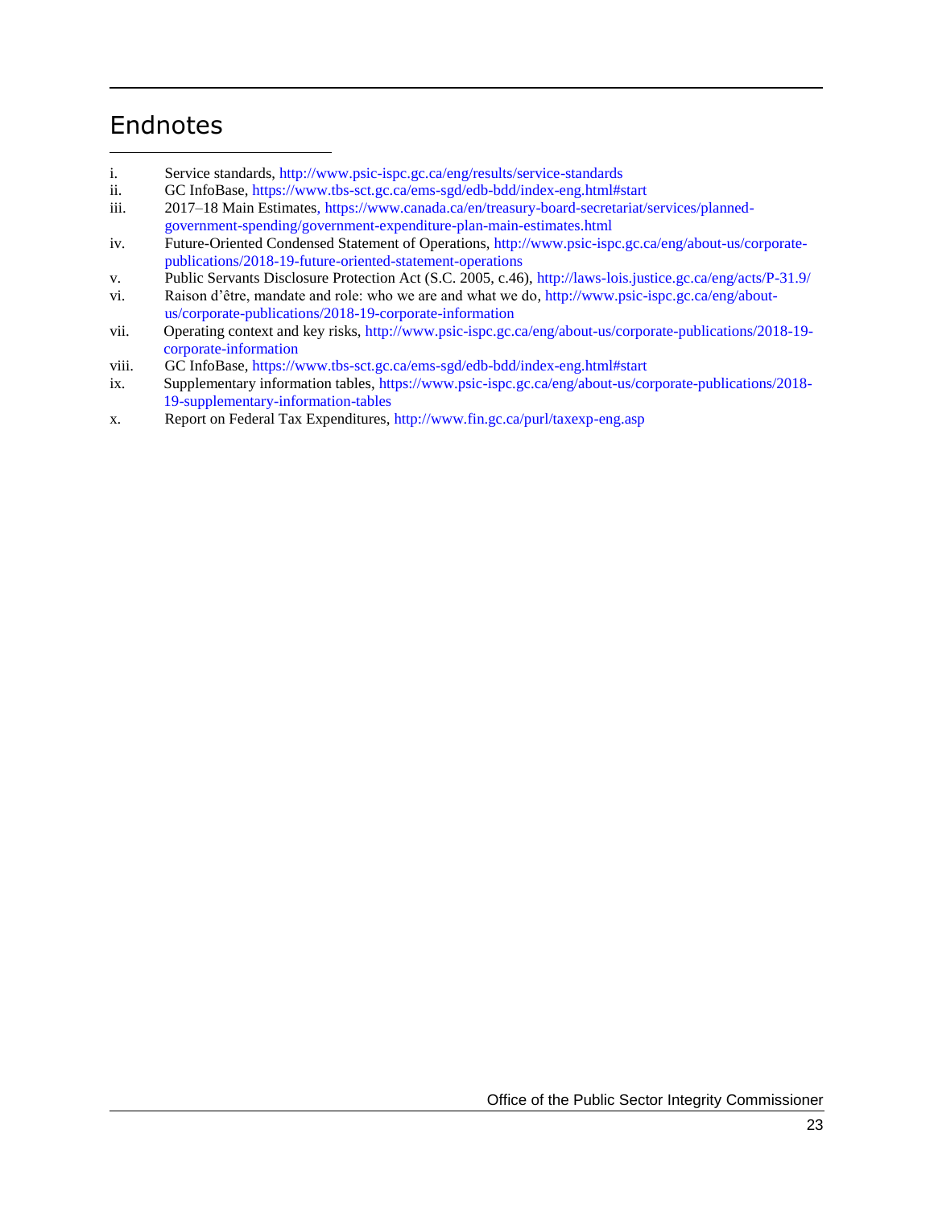# Endnotes

i. Service standards, http://www.psic-ispc.gc.ca/eng/results/service-standards
ii. GC InfoBase, https://www.tbs-sct.gc.ca/ems-sgd/edb-bdd/index-eng.html#start
iii. 2017–18 Main Estimates, https://www.canada.ca/en/treasury-board-secretariat/services/planned-government-spending/government-expenditure-plan-main-estimates.html
iv. Future-Oriented Condensed Statement of Operations, http://www.psic-ispc.gc.ca/eng/about-us/corporate-publications/2018-19-future-oriented-statement-operations
v. Public Servants Disclosure Protection Act (S.C. 2005, c.46), http://laws-lois.justice.gc.ca/eng/acts/P-31.9/
vi. Raison d'être, mandate and role: who we are and what we do, http://www.psic-ispc.gc.ca/eng/about-us/corporate-publications/2018-19-corporate-information
vii. Operating context and key risks, http://www.psic-ispc.gc.ca/eng/about-us/corporate-publications/2018-19-corporate-information
viii. GC InfoBase, https://www.tbs-sct.gc.ca/ems-sgd/edb-bdd/index-eng.html#start
ix. Supplementary information tables, https://www.psic-ispc.gc.ca/eng/about-us/corporate-publications/2018-19-supplementary-information-tables
x. Report on Federal Tax Expenditures, http://www.fin.gc.ca/purl/taxexp-eng.asp